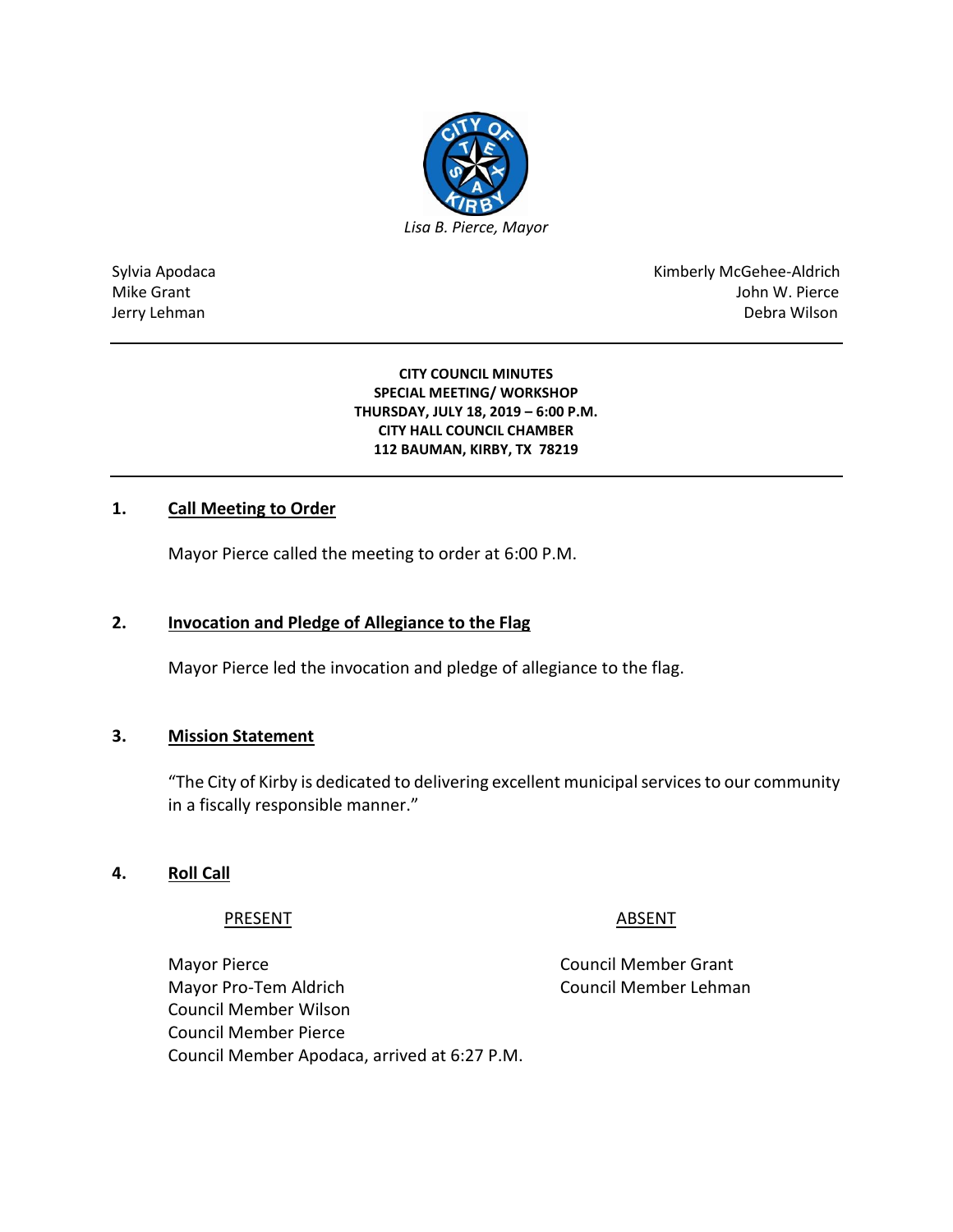*Lisa B. Pierce, Mayor*

| | |
|---|---|
| Sylvia Apodaca | Kimberly McGehee-Aldrich |
| Mike Grant | John W. Pierce |
| Jerry Lehman | Debra Wilson |

**CITY COUNCIL MINUTES**
**SPECIAL MEETING/ WORKSHOP**
**THURSDAY, JULY 18, 2019 – 6:00 P.M.**
**CITY HALL COUNCIL CHAMBER**
**112 BAUMAN, KIRBY, TX 78219**

## 1. Call Meeting to Order

Mayor Pierce called the meeting to order at 6:00 P.M.

## 2. Invocation and Pledge of Allegiance to the Flag

Mayor Pierce led the invocation and pledge of allegiance to the flag.

## 3. Mission Statement

"The City of Kirby is dedicated to delivering excellent municipal services to our community in a fiscally responsible manner."

## 4. Roll Call

| PRESENT | ABSENT |
|---|---|
| Mayor Pierce | Council Member Grant |
| Mayor Pro-Tem Aldrich | Council Member Lehman |
| Council Member Wilson | |
| Council Member Pierce | |
| Council Member Apodaca, arrived at 6:27 P.M. | |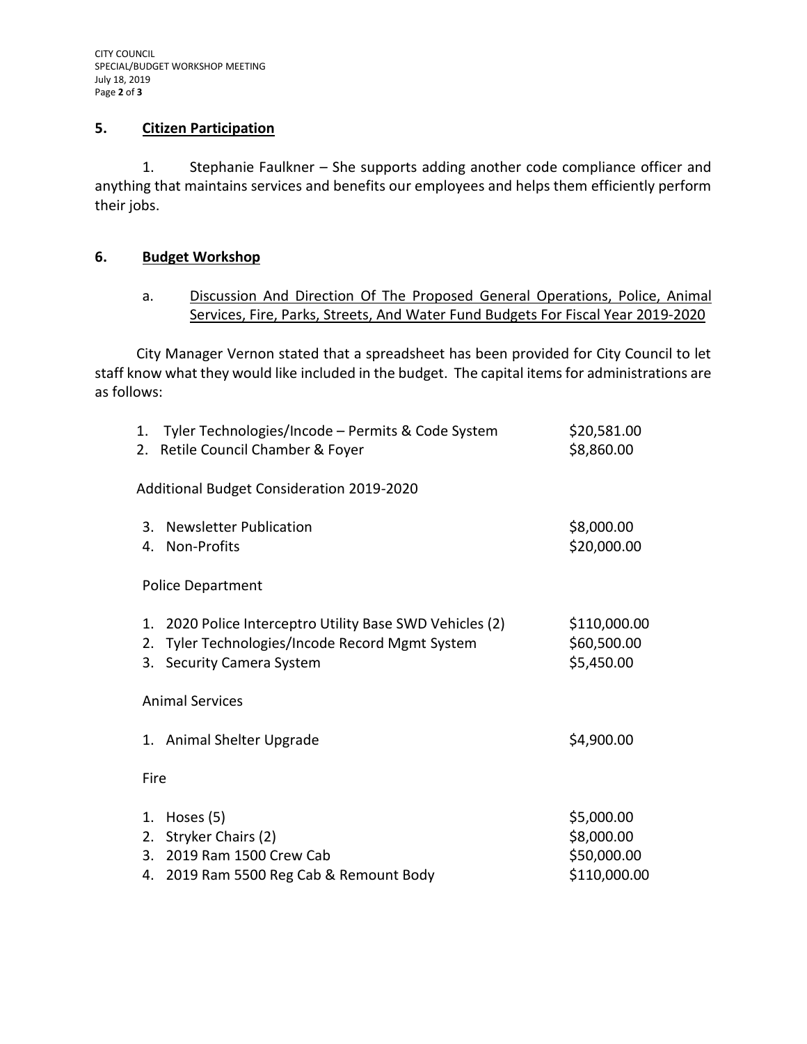## 5. Citizen Participation

1. Stephanie Faulkner – She supports adding another code compliance officer and anything that maintains services and benefits our employees and helps them efficiently perform their jobs.

## 6. Budget Workshop

a. Discussion And Direction Of The Proposed General Operations, Police, Animal Services, Fire, Parks, Streets, And Water Fund Budgets For Fiscal Year 2019-2020

City Manager Vernon stated that a spreadsheet has been provided for City Council to let staff know what they would like included in the budget. The capital items for administrations are as follows:

| | |
|---|---|
| 1. Tyler Technologies/Incode – Permits & Code System | $20,581.00 |
| 2. Retile Council Chamber & Foyer | $8,860.00 |
| **Additional Budget Consideration 2019-2020** | |
| 3. Newsletter Publication | $8,000.00 |
| 4. Non-Profits | $20,000.00 |
| **Police Department** | |
| 1. 2020 Police Interceptro Utility Base SWD Vehicles (2) | $110,000.00 |
| 2. Tyler Technologies/Incode Record Mgmt System | $60,500.00 |
| 3. Security Camera System | $5,450.00 |
| **Animal Services** | |
| 1. Animal Shelter Upgrade | $4,900.00 |
| **Fire** | |
| 1. Hoses (5) | $5,000.00 |
| 2. Stryker Chairs (2) | $8,000.00 |
| 3. 2019 Ram 1500 Crew Cab | $50,000.00 |
| 4. 2019 Ram 5500 Reg Cab & Remount Body | $110,000.00 |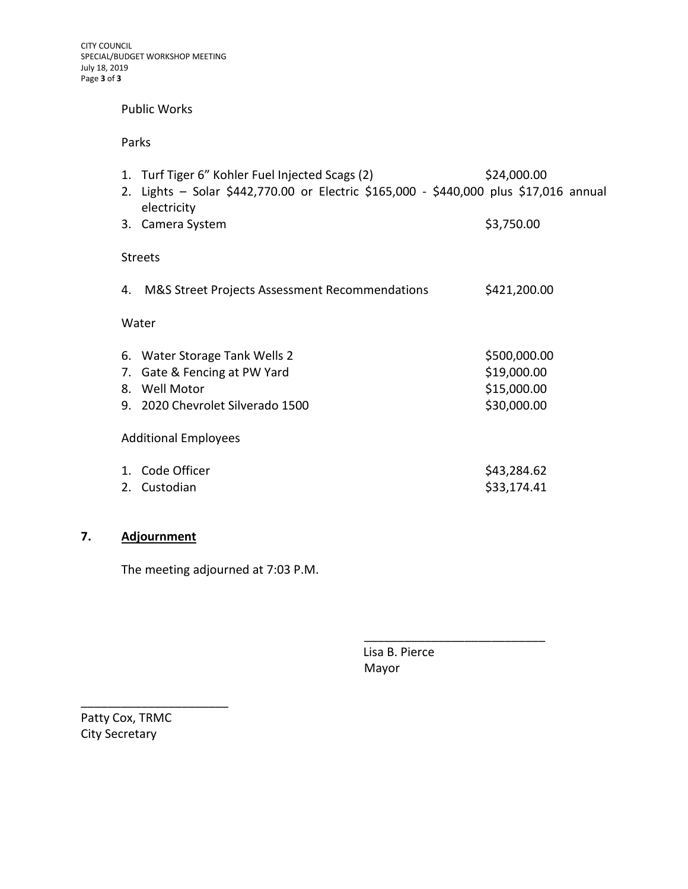Public Works

Parks

1. Turf Tiger 6" Kohler Fuel Injected Scags (2) $24,000.00
2. Lights – Solar $442,770.00 or Electric $165,000 - $440,000 plus $17,016 annual electricity
3. Camera System $3,750.00

Streets

4. M&S Street Projects Assessment Recommendations $421,200.00

Water

6. Water Storage Tank Wells 2 $500,000.00
7. Gate & Fencing at PW Yard $19,000.00
8. Well Motor $15,000.00
9. 2020 Chevrolet Silverado 1500 $30,000.00

Additional Employees

1. Code Officer $43,284.62
2. Custodian $33,174.41

## 7. <u>Adjournment</u>

The meeting adjourned at 7:03 P.M.

___________________________
Lisa B. Pierce
Mayor

______________________
Patty Cox, TRMC
City Secretary